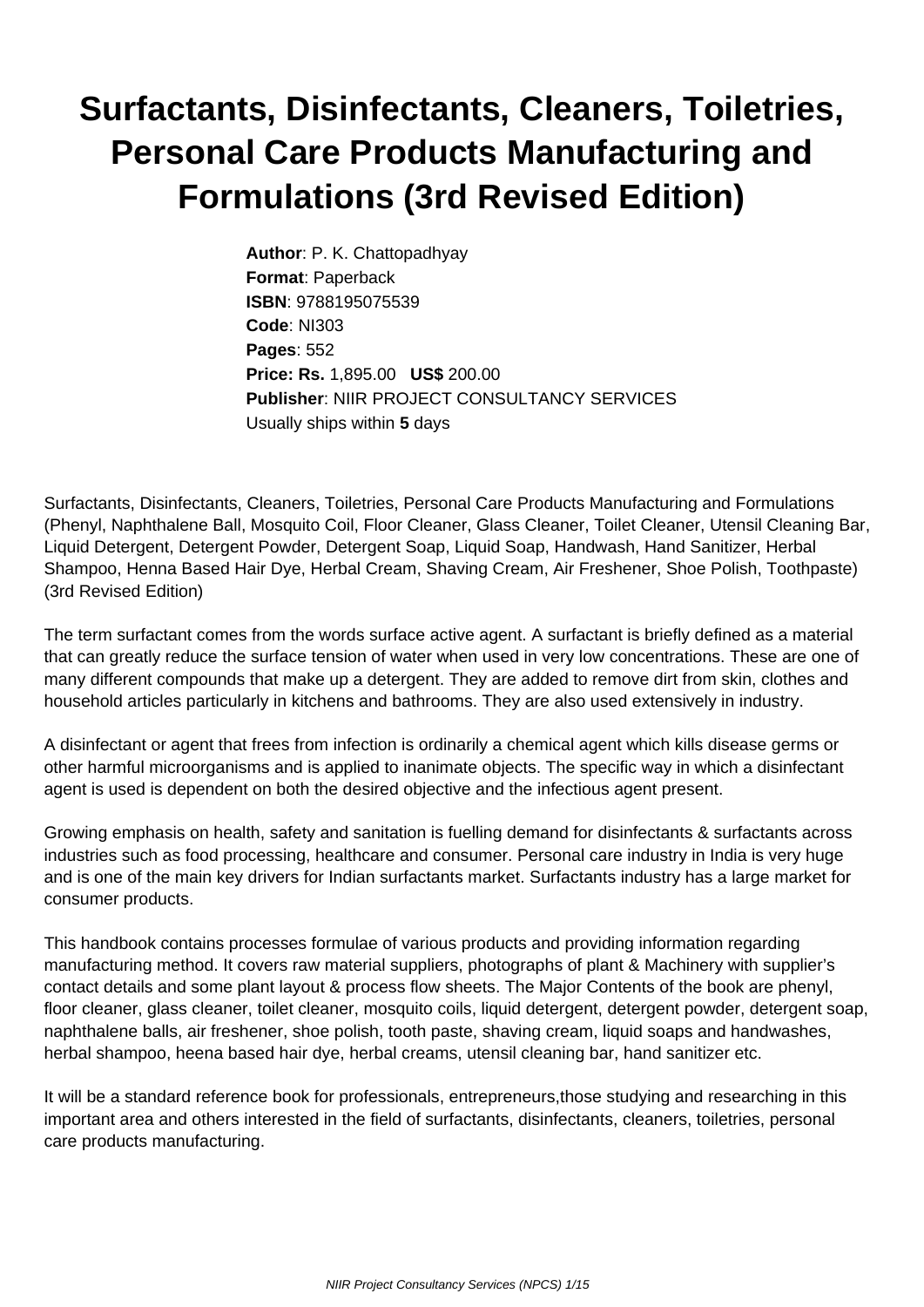# Surfactants, Disinfectants, Cleaners, Toiletries, Personal Care Products Manufacturing and Formulations (3rd Revised Edition)

**Author**: P. K. Chattopadhyay
**Format**: Paperback
**ISBN**: 9788195075539
**Code**: NI303
**Pages**: 552
**Price: Rs.** 1,895.00 **US$** 200.00
**Publisher**: NIIR PROJECT CONSULTANCY SERVICES
Usually ships within **5** days

Surfactants, Disinfectants, Cleaners, Toiletries, Personal Care Products Manufacturing and Formulations (Phenyl, Naphthalene Ball, Mosquito Coil, Floor Cleaner, Glass Cleaner, Toilet Cleaner, Utensil Cleaning Bar, Liquid Detergent, Detergent Powder, Detergent Soap, Liquid Soap, Handwash, Hand Sanitizer, Herbal Shampoo, Henna Based Hair Dye, Herbal Cream, Shaving Cream, Air Freshener, Shoe Polish, Toothpaste) (3rd Revised Edition)

The term surfactant comes from the words surface active agent. A surfactant is briefly defined as a material that can greatly reduce the surface tension of water when used in very low concentrations. These are one of many different compounds that make up a detergent. They are added to remove dirt from skin, clothes and household articles particularly in kitchens and bathrooms. They are also used extensively in industry.

A disinfectant or agent that frees from infection is ordinarily a chemical agent which kills disease germs or other harmful microorganisms and is applied to inanimate objects. The specific way in which a disinfectant agent is used is dependent on both the desired objective and the infectious agent present.

Growing emphasis on health, safety and sanitation is fuelling demand for disinfectants & surfactants across industries such as food processing, healthcare and consumer. Personal care industry in India is very huge and is one of the main key drivers for Indian surfactants market. Surfactants industry has a large market for consumer products.

This handbook contains processes formulae of various products and providing information regarding manufacturing method. It covers raw material suppliers, photographs of plant & Machinery with supplier's contact details and some plant layout & process flow sheets. The Major Contents of the book are phenyl, floor cleaner, glass cleaner, toilet cleaner, mosquito coils, liquid detergent, detergent powder, detergent soap, naphthalene balls, air freshener, shoe polish, tooth paste, shaving cream, liquid soaps and handwashes, herbal shampoo, heena based hair dye, herbal creams, utensil cleaning bar, hand sanitizer etc.

It will be a standard reference book for professionals, entrepreneurs,those studying and researching in this important area and others interested in the field of surfactants, disinfectants, cleaners, toiletries, personal care products manufacturing.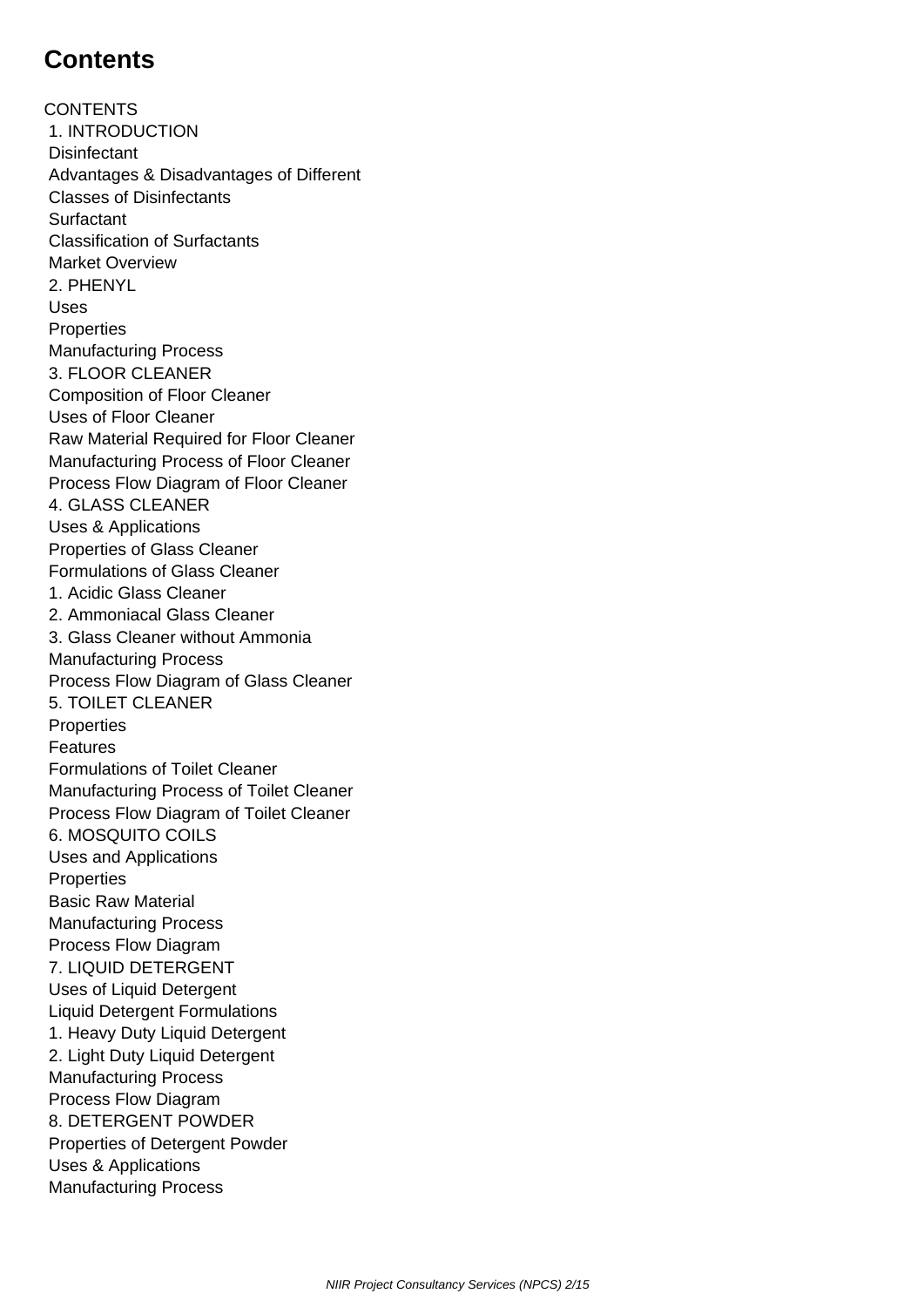# Contents

CONTENTS

1. INTRODUCTION

Disinfectant

Advantages & Disadvantages of Different

Classes of Disinfectants

Surfactant

Classification of Surfactants

Market Overview

2. PHENYL

Uses

Properties

Manufacturing Process

3. FLOOR CLEANER

Composition of Floor Cleaner

Uses of Floor Cleaner

Raw Material Required for Floor Cleaner

Manufacturing Process of Floor Cleaner

Process Flow Diagram of Floor Cleaner

4. GLASS CLEANER

Uses & Applications

Properties of Glass Cleaner

Formulations of Glass Cleaner

1. Acidic Glass Cleaner

2. Ammoniacal Glass Cleaner

3. Glass Cleaner without Ammonia

Manufacturing Process

Process Flow Diagram of Glass Cleaner

5. TOILET CLEANER

Properties

Features

Formulations of Toilet Cleaner

Manufacturing Process of Toilet Cleaner

Process Flow Diagram of Toilet Cleaner

6. MOSQUITO COILS

Uses and Applications

Properties

Basic Raw Material

Manufacturing Process

Process Flow Diagram

7. LIQUID DETERGENT

Uses of Liquid Detergent

Liquid Detergent Formulations

1. Heavy Duty Liquid Detergent

2. Light Duty Liquid Detergent

Manufacturing Process

Process Flow Diagram

8. DETERGENT POWDER

Properties of Detergent Powder

Uses & Applications

Manufacturing Process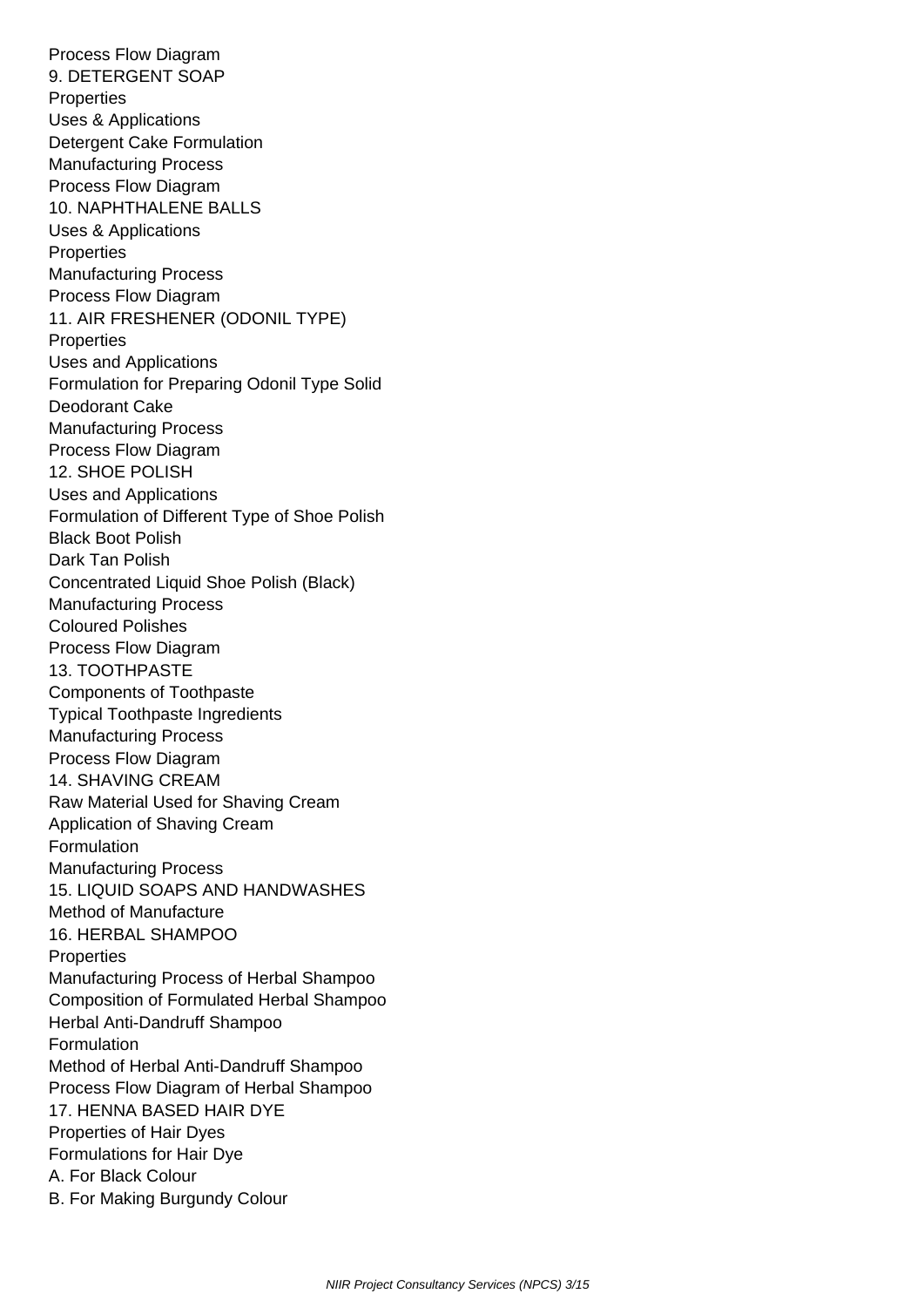Process Flow Diagram

9. DETERGENT SOAP

Properties

Uses & Applications

Detergent Cake Formulation

Manufacturing Process

Process Flow Diagram

10. NAPHTHALENE BALLS

Uses & Applications

Properties

Manufacturing Process

Process Flow Diagram

11. AIR FRESHENER (ODONIL TYPE)

Properties

Uses and Applications

Formulation for Preparing Odonil Type Solid Deodorant Cake

Manufacturing Process

Process Flow Diagram

12. SHOE POLISH

Uses and Applications

Formulation of Different Type of Shoe Polish

Black Boot Polish

Dark Tan Polish

Concentrated Liquid Shoe Polish (Black)

Manufacturing Process

Coloured Polishes

Process Flow Diagram

13. TOOTHPASTE

Components of Toothpaste

Typical Toothpaste Ingredients

Manufacturing Process

Process Flow Diagram

14. SHAVING CREAM

Raw Material Used for Shaving Cream

Application of Shaving Cream

Formulation

Manufacturing Process

15. LIQUID SOAPS AND HANDWASHES

Method of Manufacture

16. HERBAL SHAMPOO

Properties

Manufacturing Process of Herbal Shampoo

Composition of Formulated Herbal Shampoo

Herbal Anti-Dandruff Shampoo

Formulation

Method of Herbal Anti-Dandruff Shampoo

Process Flow Diagram of Herbal Shampoo

17. HENNA BASED HAIR DYE

Properties of Hair Dyes

Formulations for Hair Dye

A. For Black Colour

B. For Making Burgundy Colour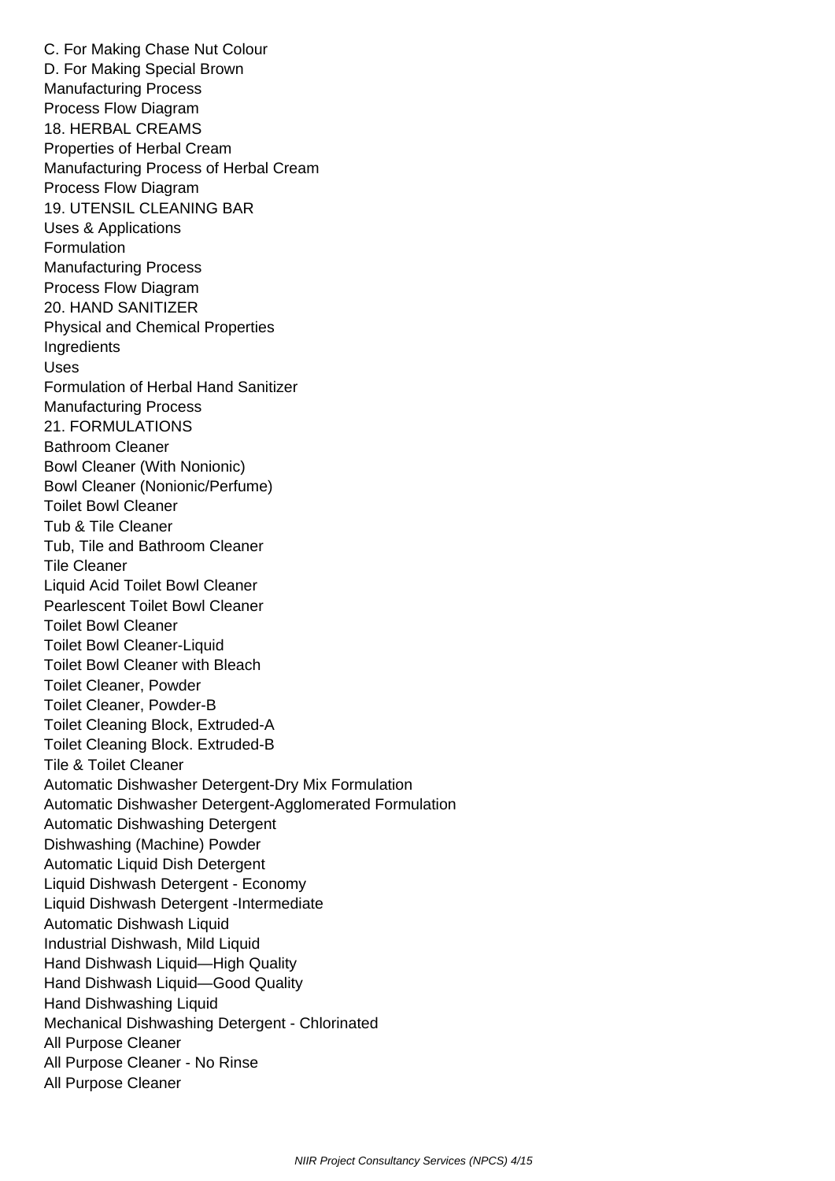C. For Making Chase Nut Colour
D. For Making Special Brown
Manufacturing Process
Process Flow Diagram
18. HERBAL CREAMS
Properties of Herbal Cream
Manufacturing Process of Herbal Cream
Process Flow Diagram
19. UTENSIL CLEANING BAR
Uses & Applications
Formulation
Manufacturing Process
Process Flow Diagram
20. HAND SANITIZER
Physical and Chemical Properties
Ingredients
Uses
Formulation of Herbal Hand Sanitizer
Manufacturing Process
21. FORMULATIONS
Bathroom Cleaner
Bowl Cleaner (With Nonionic)
Bowl Cleaner (Nonionic/Perfume)
Toilet Bowl Cleaner
Tub & Tile Cleaner
Tub, Tile and Bathroom Cleaner
Tile Cleaner
Liquid Acid Toilet Bowl Cleaner
Pearlescent Toilet Bowl Cleaner
Toilet Bowl Cleaner
Toilet Bowl Cleaner-Liquid
Toilet Bowl Cleaner with Bleach
Toilet Cleaner, Powder
Toilet Cleaner, Powder-B
Toilet Cleaning Block, Extruded-A
Toilet Cleaning Block. Extruded-B
Tile & Toilet Cleaner
Automatic Dishwasher Detergent-Dry Mix Formulation
Automatic Dishwasher Detergent-Agglomerated Formulation
Automatic Dishwashing Detergent
Dishwashing (Machine) Powder
Automatic Liquid Dish Detergent
Liquid Dishwash Detergent - Economy
Liquid Dishwash Detergent -Intermediate
Automatic Dishwash Liquid
Industrial Dishwash, Mild Liquid
Hand Dishwash Liquid—High Quality
Hand Dishwash Liquid—Good Quality
Hand Dishwashing Liquid
Mechanical Dishwashing Detergent - Chlorinated
All Purpose Cleaner
All Purpose Cleaner - No Rinse
All Purpose Cleaner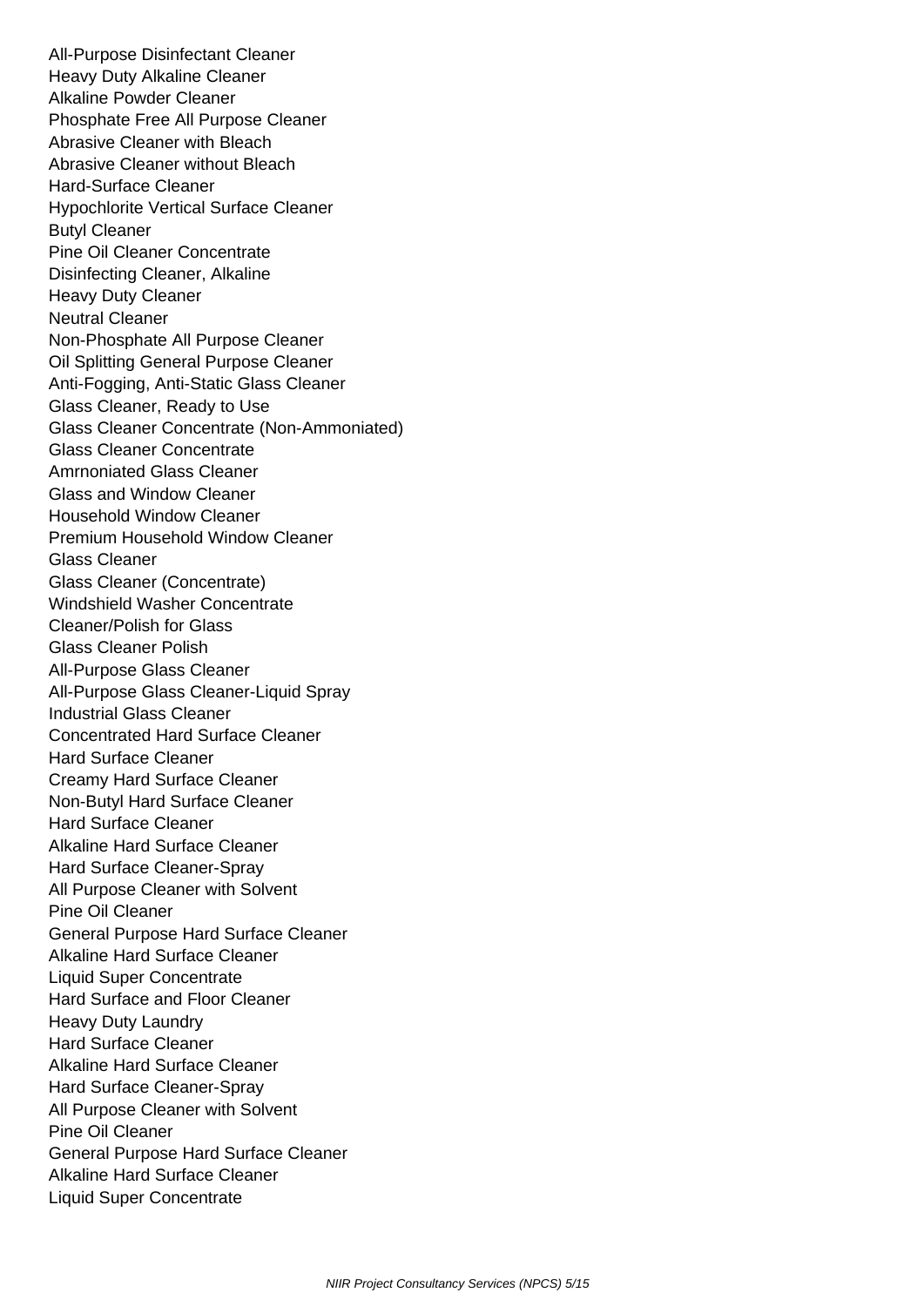All-Purpose Disinfectant Cleaner
Heavy Duty Alkaline Cleaner
Alkaline Powder Cleaner
Phosphate Free All Purpose Cleaner
Abrasive Cleaner with Bleach
Abrasive Cleaner without Bleach
Hard-Surface Cleaner
Hypochlorite Vertical Surface Cleaner
Butyl Cleaner
Pine Oil Cleaner Concentrate
Disinfecting Cleaner, Alkaline
Heavy Duty Cleaner
Neutral Cleaner
Non-Phosphate All Purpose Cleaner
Oil Splitting General Purpose Cleaner
Anti-Fogging, Anti-Static Glass Cleaner
Glass Cleaner, Ready to Use
Glass Cleaner Concentrate (Non-Ammoniated)
Glass Cleaner Concentrate
Amrnoniated Glass Cleaner
Glass and Window Cleaner
Household Window Cleaner
Premium Household Window Cleaner
Glass Cleaner
Glass Cleaner (Concentrate)
Windshield Washer Concentrate
Cleaner/Polish for Glass
Glass Cleaner Polish
All-Purpose Glass Cleaner
All-Purpose Glass Cleaner-Liquid Spray
Industrial Glass Cleaner
Concentrated Hard Surface Cleaner
Hard Surface Cleaner
Creamy Hard Surface Cleaner
Non-Butyl Hard Surface Cleaner
Hard Surface Cleaner
Alkaline Hard Surface Cleaner
Hard Surface Cleaner-Spray
All Purpose Cleaner with Solvent
Pine Oil Cleaner
General Purpose Hard Surface Cleaner
Alkaline Hard Surface Cleaner
Liquid Super Concentrate
Hard Surface and Floor Cleaner
Heavy Duty Laundry
Hard Surface Cleaner
Alkaline Hard Surface Cleaner
Hard Surface Cleaner-Spray
All Purpose Cleaner with Solvent
Pine Oil Cleaner
General Purpose Hard Surface Cleaner
Alkaline Hard Surface Cleaner
Liquid Super Concentrate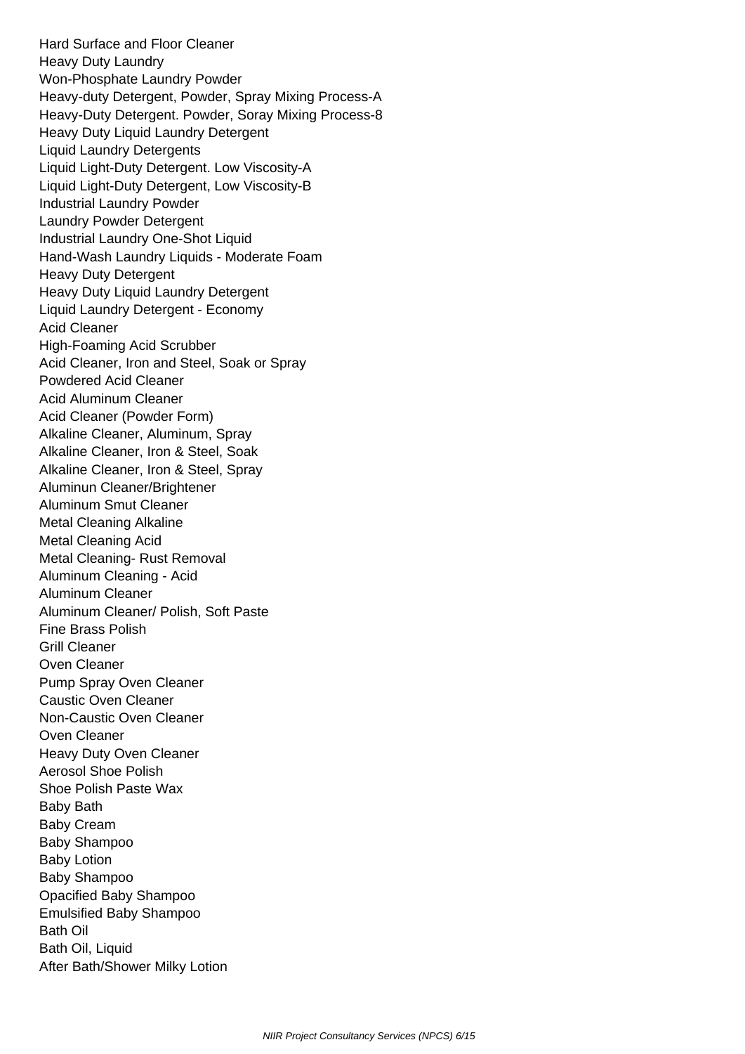Hard Surface and Floor Cleaner
Heavy Duty Laundry
Won-Phosphate Laundry Powder
Heavy-duty Detergent, Powder, Spray Mixing Process-A
Heavy-Duty Detergent. Powder, Soray Mixing Process-8
Heavy Duty Liquid Laundry Detergent
Liquid Laundry Detergents
Liquid Light-Duty Detergent. Low Viscosity-A
Liquid Light-Duty Detergent, Low Viscosity-B
Industrial Laundry Powder
Laundry Powder Detergent
Industrial Laundry One-Shot Liquid
Hand-Wash Laundry Liquids - Moderate Foam
Heavy Duty Detergent
Heavy Duty Liquid Laundry Detergent
Liquid Laundry Detergent - Economy
Acid Cleaner
High-Foaming Acid Scrubber
Acid Cleaner, Iron and Steel, Soak or Spray
Powdered Acid Cleaner
Acid Aluminum Cleaner
Acid Cleaner (Powder Form)
Alkaline Cleaner, Aluminum, Spray
Alkaline Cleaner, Iron & Steel, Soak
Alkaline Cleaner, Iron & Steel, Spray
Aluminun Cleaner/Brightener
Aluminum Smut Cleaner
Metal Cleaning Alkaline
Metal Cleaning Acid
Metal Cleaning- Rust Removal
Aluminum Cleaning - Acid
Aluminum Cleaner
Aluminum Cleaner/ Polish, Soft Paste
Fine Brass Polish
Grill Cleaner
Oven Cleaner
Pump Spray Oven Cleaner
Caustic Oven Cleaner
Non-Caustic Oven Cleaner
Oven Cleaner
Heavy Duty Oven Cleaner
Aerosol Shoe Polish
Shoe Polish Paste Wax
Baby Bath
Baby Cream
Baby Shampoo
Baby Lotion
Baby Shampoo
Opacified Baby Shampoo
Emulsified Baby Shampoo
Bath Oil
Bath Oil, Liquid
After Bath/Shower Milky Lotion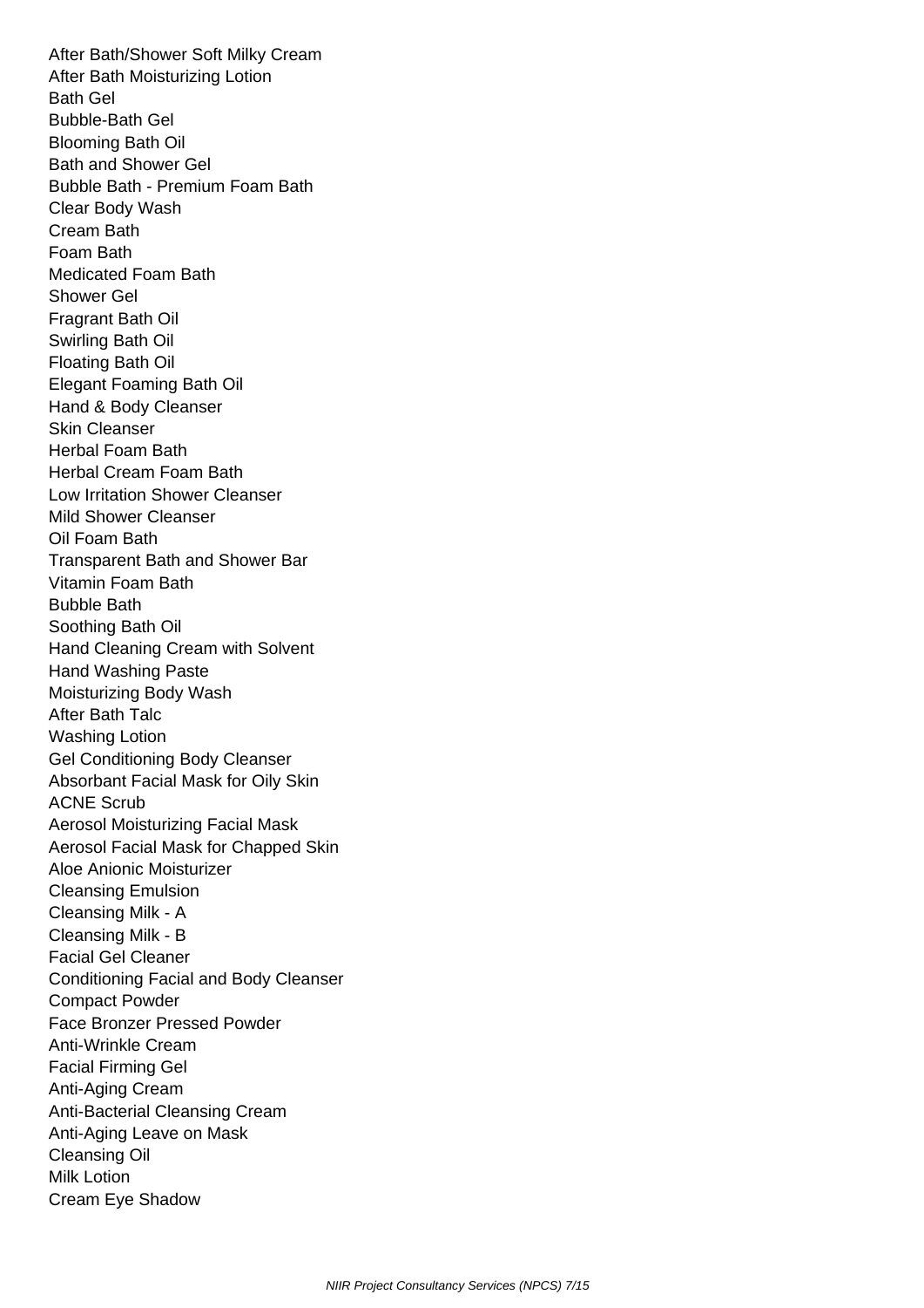After Bath/Shower Soft Milky Cream
After Bath Moisturizing Lotion
Bath Gel
Bubble-Bath Gel
Blooming Bath Oil
Bath and Shower Gel
Bubble Bath - Premium Foam Bath
Clear Body Wash
Cream Bath
Foam Bath
Medicated Foam Bath
Shower Gel
Fragrant Bath Oil
Swirling Bath Oil
Floating Bath Oil
Elegant Foaming Bath Oil
Hand & Body Cleanser
Skin Cleanser
Herbal Foam Bath
Herbal Cream Foam Bath
Low Irritation Shower Cleanser
Mild Shower Cleanser
Oil Foam Bath
Transparent Bath and Shower Bar
Vitamin Foam Bath
Bubble Bath
Soothing Bath Oil
Hand Cleaning Cream with Solvent
Hand Washing Paste
Moisturizing Body Wash
After Bath Talc
Washing Lotion
Gel Conditioning Body Cleanser
Absorbant Facial Mask for Oily Skin
ACNE Scrub
Aerosol Moisturizing Facial Mask
Aerosol Facial Mask for Chapped Skin
Aloe Anionic Moisturizer
Cleansing Emulsion
Cleansing Milk - A
Cleansing Milk - B
Facial Gel Cleaner
Conditioning Facial and Body Cleanser
Compact Powder
Face Bronzer Pressed Powder
Anti-Wrinkle Cream
Facial Firming Gel
Anti-Aging Cream
Anti-Bacterial Cleansing Cream
Anti-Aging Leave on Mask
Cleansing Oil
Milk Lotion
Cream Eye Shadow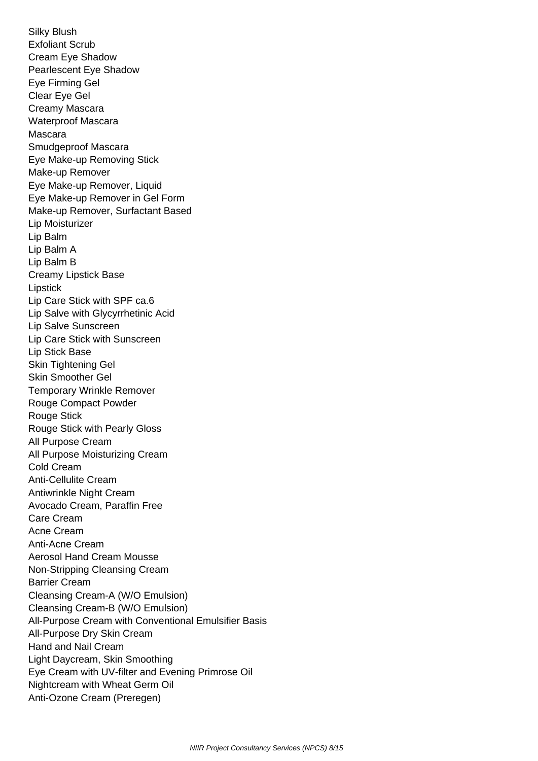Silky Blush
Exfoliant Scrub
Cream Eye Shadow
Pearlescent Eye Shadow
Eye Firming Gel
Clear Eye Gel
Creamy Mascara
Waterproof Mascara
Mascara
Smudgeproof Mascara
Eye Make-up Removing Stick
Make-up Remover
Eye Make-up Remover, Liquid
Eye Make-up Remover in Gel Form
Make-up Remover, Surfactant Based
Lip Moisturizer
Lip Balm
Lip Balm A
Lip Balm B
Creamy Lipstick Base
Lipstick
Lip Care Stick with SPF ca.6
Lip Salve with Glycyrrhetinic Acid
Lip Salve Sunscreen
Lip Care Stick with Sunscreen
Lip Stick Base
Skin Tightening Gel
Skin Smoother Gel
Temporary Wrinkle Remover
Rouge Compact Powder
Rouge Stick
Rouge Stick with Pearly Gloss
All Purpose Cream
All Purpose Moisturizing Cream
Cold Cream
Anti-Cellulite Cream
Antiwrinkle Night Cream
Avocado Cream, Paraffin Free
Care Cream
Acne Cream
Anti-Acne Cream
Aerosol Hand Cream Mousse
Non-Stripping Cleansing Cream
Barrier Cream
Cleansing Cream-A (W/O Emulsion)
Cleansing Cream-B (W/O Emulsion)
All-Purpose Cream with Conventional Emulsifier Basis
All-Purpose Dry Skin Cream
Hand and Nail Cream
Light Daycream, Skin Smoothing
Eye Cream with UV-filter and Evening Primrose Oil
Nightcream with Wheat Germ Oil
Anti-Ozone Cream (Preregen)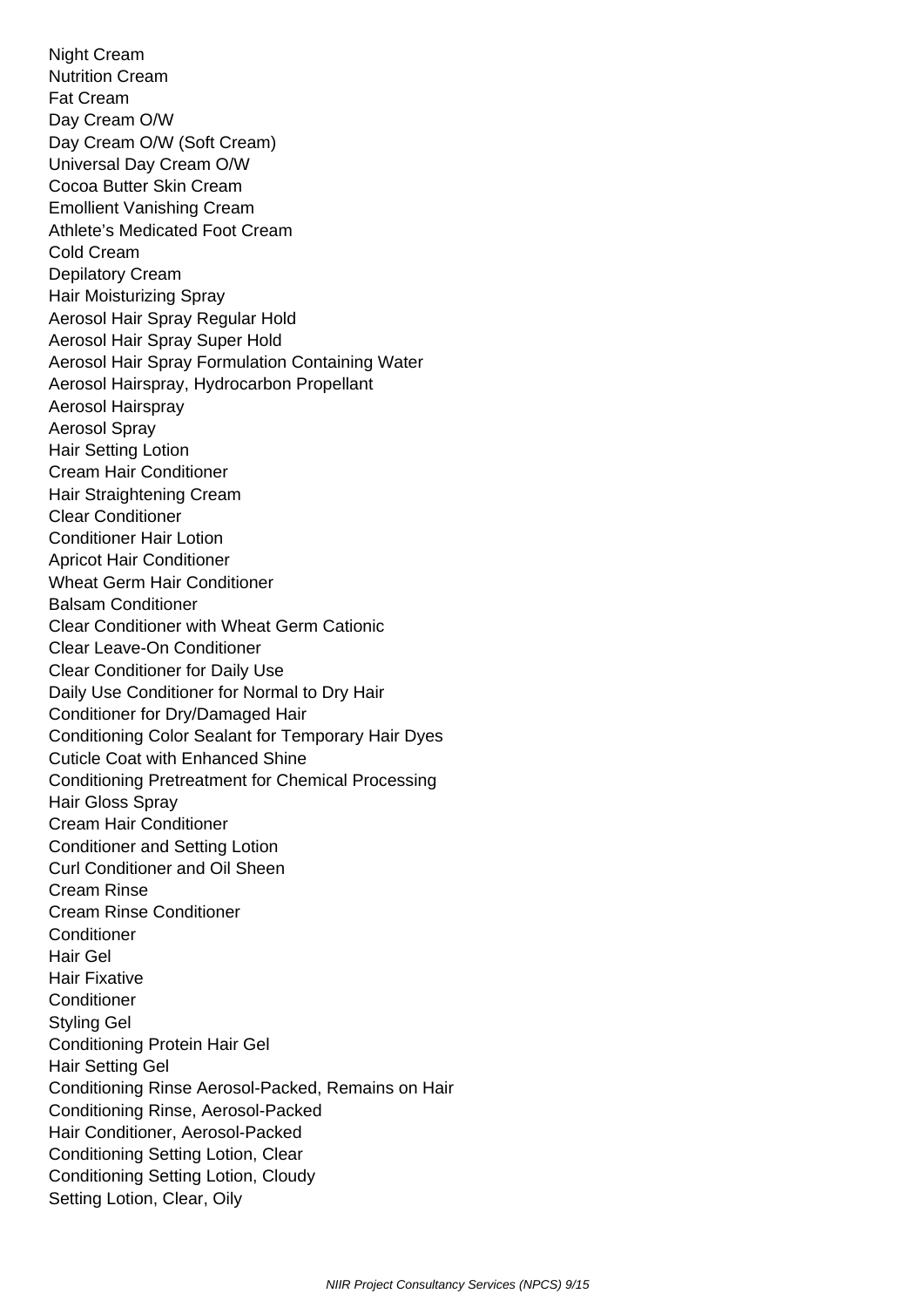Night Cream
Nutrition Cream
Fat Cream
Day Cream O/W
Day Cream O/W (Soft Cream)
Universal Day Cream O/W
Cocoa Butter Skin Cream
Emollient Vanishing Cream
Athlete's Medicated Foot Cream
Cold Cream
Depilatory Cream
Hair Moisturizing Spray
Aerosol Hair Spray Regular Hold
Aerosol Hair Spray Super Hold
Aerosol Hair Spray Formulation Containing Water
Aerosol Hairspray, Hydrocarbon Propellant
Aerosol Hairspray
Aerosol Spray
Hair Setting Lotion
Cream Hair Conditioner
Hair Straightening Cream
Clear Conditioner
Conditioner Hair Lotion
Apricot Hair Conditioner
Wheat Germ Hair Conditioner
Balsam Conditioner
Clear Conditioner with Wheat Germ Cationic
Clear Leave-On Conditioner
Clear Conditioner for Daily Use
Daily Use Conditioner for Normal to Dry Hair
Conditioner for Dry/Damaged Hair
Conditioning Color Sealant for Temporary Hair Dyes
Cuticle Coat with Enhanced Shine
Conditioning Pretreatment for Chemical Processing
Hair Gloss Spray
Cream Hair Conditioner
Conditioner and Setting Lotion
Curl Conditioner and Oil Sheen
Cream Rinse
Cream Rinse Conditioner
Conditioner
Hair Gel
Hair Fixative
Conditioner
Styling Gel
Conditioning Protein Hair Gel
Hair Setting Gel
Conditioning Rinse Aerosol-Packed, Remains on Hair
Conditioning Rinse, Aerosol-Packed
Hair Conditioner, Aerosol-Packed
Conditioning Setting Lotion, Clear
Conditioning Setting Lotion, Cloudy
Setting Lotion, Clear, Oily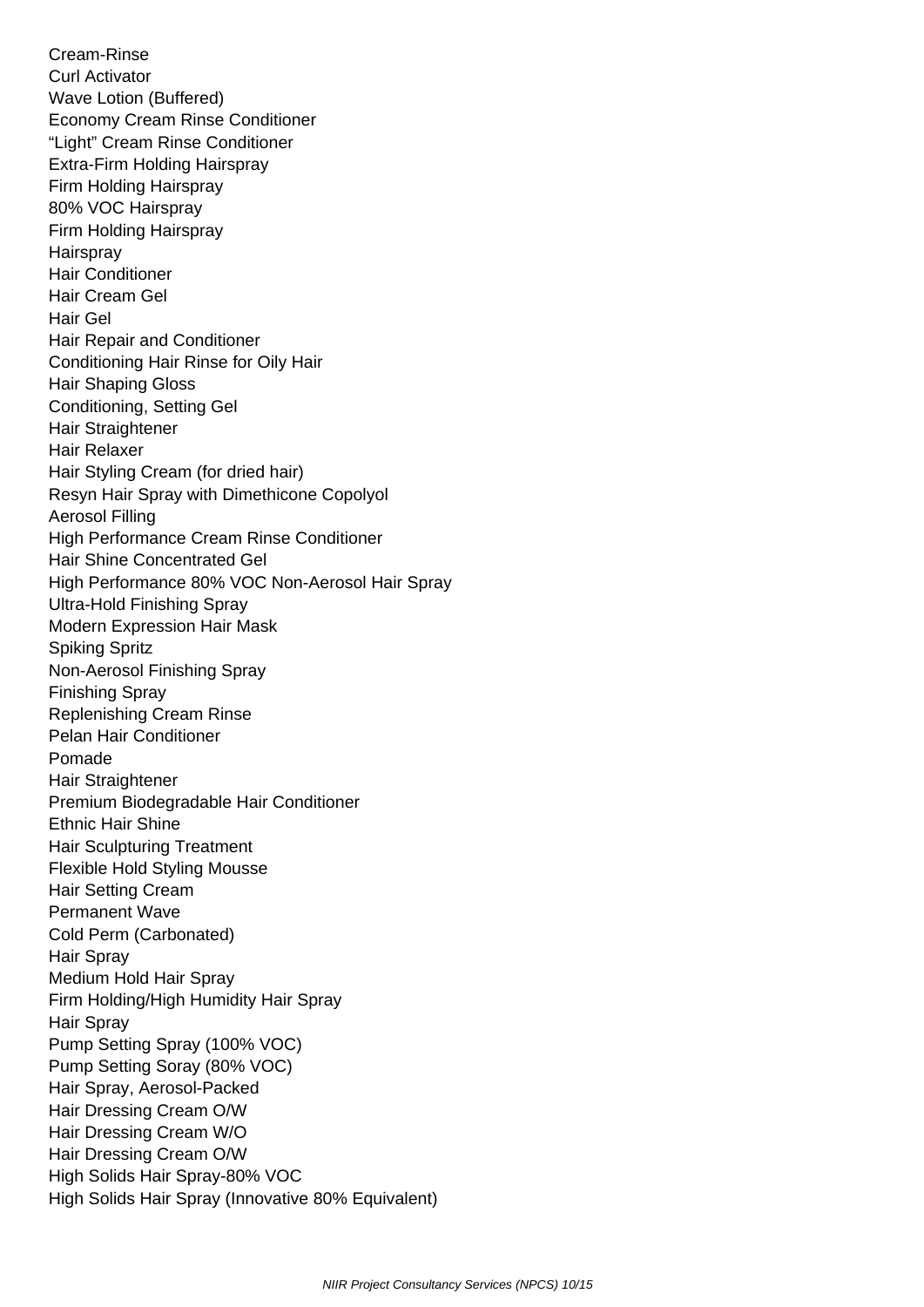Cream-Rinse
Curl Activator
Wave Lotion (Buffered)
Economy Cream Rinse Conditioner
"Light" Cream Rinse Conditioner
Extra-Firm Holding Hairspray
Firm Holding Hairspray
80% VOC Hairspray
Firm Holding Hairspray
Hairspray
Hair Conditioner
Hair Cream Gel
Hair Gel
Hair Repair and Conditioner
Conditioning Hair Rinse for Oily Hair
Hair Shaping Gloss
Conditioning, Setting Gel
Hair Straightener
Hair Relaxer
Hair Styling Cream (for dried hair)
Resyn Hair Spray with Dimethicone Copolyol
Aerosol Filling
High Performance Cream Rinse Conditioner
Hair Shine Concentrated Gel
High Performance 80% VOC Non-Aerosol Hair Spray
Ultra-Hold Finishing Spray
Modern Expression Hair Mask
Spiking Spritz
Non-Aerosol Finishing Spray
Finishing Spray
Replenishing Cream Rinse
Pelan Hair Conditioner
Pomade
Hair Straightener
Premium Biodegradable Hair Conditioner
Ethnic Hair Shine
Hair Sculpturing Treatment
Flexible Hold Styling Mousse
Hair Setting Cream
Permanent Wave
Cold Perm (Carbonated)
Hair Spray
Medium Hold Hair Spray
Firm Holding/High Humidity Hair Spray
Hair Spray
Pump Setting Spray (100% VOC)
Pump Setting Soray (80% VOC)
Hair Spray, Aerosol-Packed
Hair Dressing Cream O/W
Hair Dressing Cream W/O
Hair Dressing Cream O/W
High Solids Hair Spray-80% VOC
High Solids Hair Spray (Innovative 80% Equivalent)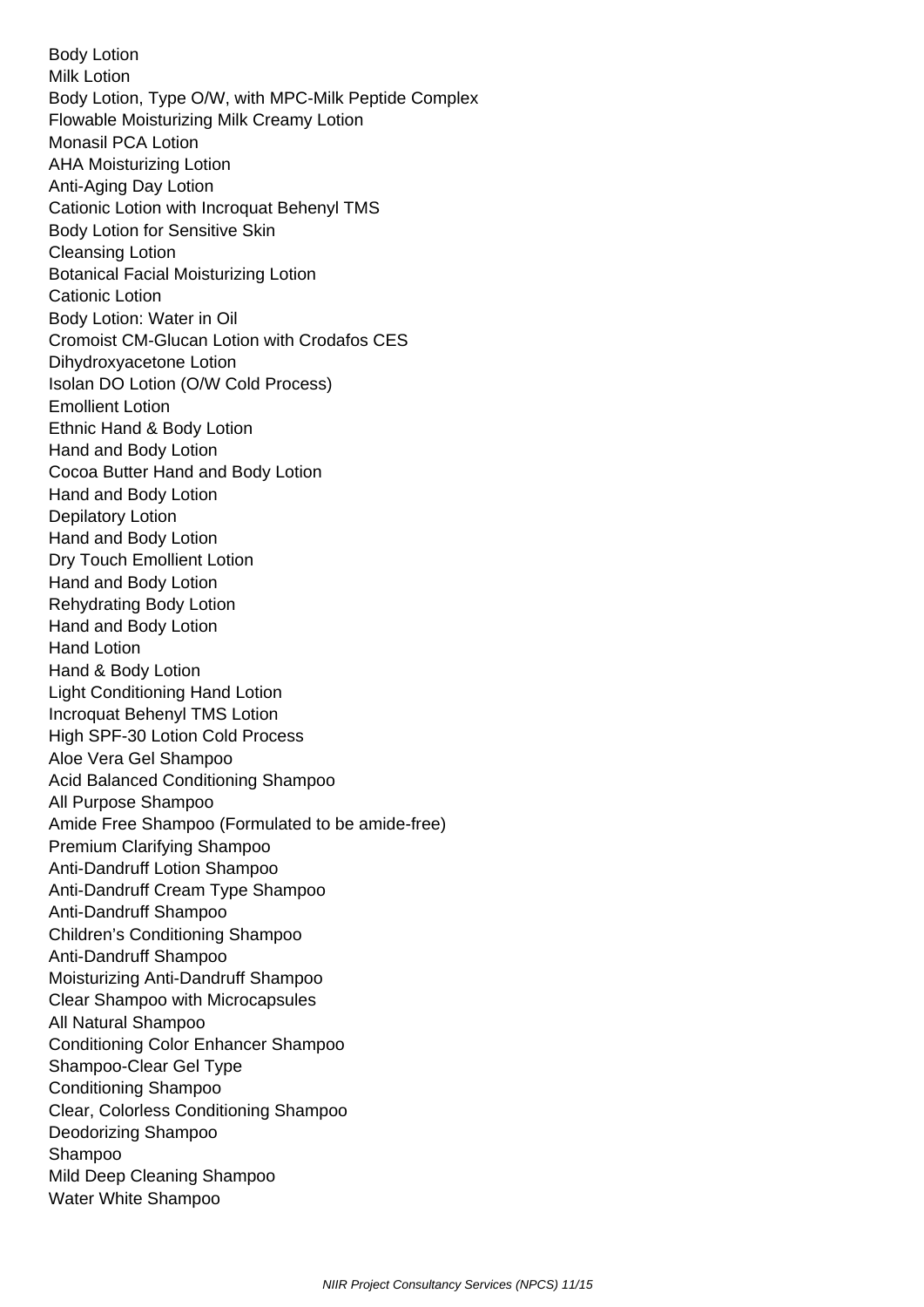Body Lotion
Milk Lotion
Body Lotion, Type O/W, with MPC-Milk Peptide Complex
Flowable Moisturizing Milk Creamy Lotion
Monasil PCA Lotion
AHA Moisturizing Lotion
Anti-Aging Day Lotion
Cationic Lotion with Incroquat Behenyl TMS
Body Lotion for Sensitive Skin
Cleansing Lotion
Botanical Facial Moisturizing Lotion
Cationic Lotion
Body Lotion: Water in Oil
Cromoist CM-Glucan Lotion with Crodafos CES
Dihydroxyacetone Lotion
Isolan DO Lotion (O/W Cold Process)
Emollient Lotion
Ethnic Hand & Body Lotion
Hand and Body Lotion
Cocoa Butter Hand and Body Lotion
Hand and Body Lotion
Depilatory Lotion
Hand and Body Lotion
Dry Touch Emollient Lotion
Hand and Body Lotion
Rehydrating Body Lotion
Hand and Body Lotion
Hand Lotion
Hand & Body Lotion
Light Conditioning Hand Lotion
Incroquat Behenyl TMS Lotion
High SPF-30 Lotion Cold Process
Aloe Vera Gel Shampoo
Acid Balanced Conditioning Shampoo
All Purpose Shampoo
Amide Free Shampoo (Formulated to be amide-free)
Premium Clarifying Shampoo
Anti-Dandruff Lotion Shampoo
Anti-Dandruff Cream Type Shampoo
Anti-Dandruff Shampoo
Children's Conditioning Shampoo
Anti-Dandruff Shampoo
Moisturizing Anti-Dandruff Shampoo
Clear Shampoo with Microcapsules
All Natural Shampoo
Conditioning Color Enhancer Shampoo
Shampoo-Clear Gel Type
Conditioning Shampoo
Clear, Colorless Conditioning Shampoo
Deodorizing Shampoo
Shampoo
Mild Deep Cleaning Shampoo
Water White Shampoo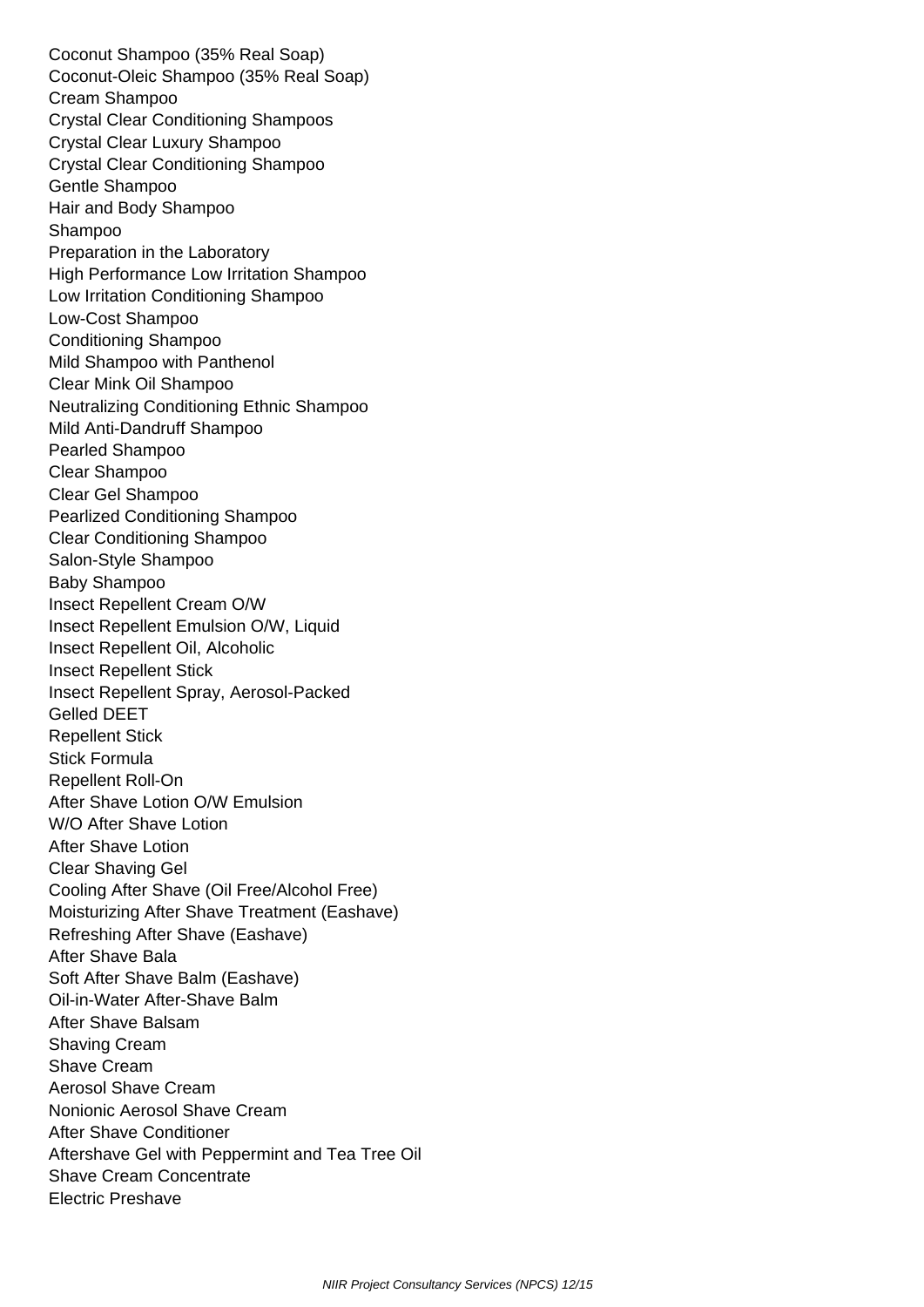Coconut Shampoo (35% Real Soap)
Coconut-Oleic Shampoo (35% Real Soap)
Cream Shampoo
Crystal Clear Conditioning Shampoos
Crystal Clear Luxury Shampoo
Crystal Clear Conditioning Shampoo
Gentle Shampoo
Hair and Body Shampoo
Shampoo
Preparation in the Laboratory
High Performance Low Irritation Shampoo
Low Irritation Conditioning Shampoo
Low-Cost Shampoo
Conditioning Shampoo
Mild Shampoo with Panthenol
Clear Mink Oil Shampoo
Neutralizing Conditioning Ethnic Shampoo
Mild Anti-Dandruff Shampoo
Pearled Shampoo
Clear Shampoo
Clear Gel Shampoo
Pearlized Conditioning Shampoo
Clear Conditioning Shampoo
Salon-Style Shampoo
Baby Shampoo
Insect Repellent Cream O/W
Insect Repellent Emulsion O/W, Liquid
Insect Repellent Oil, Alcoholic
Insect Repellent Stick
Insect Repellent Spray, Aerosol-Packed
Gelled DEET
Repellent Stick
Stick Formula
Repellent Roll-On
After Shave Lotion O/W Emulsion
W/O After Shave Lotion
After Shave Lotion
Clear Shaving Gel
Cooling After Shave (Oil Free/Alcohol Free)
Moisturizing After Shave Treatment (Eashave)
Refreshing After Shave (Eashave)
After Shave Bala
Soft After Shave Balm (Eashave)
Oil-in-Water After-Shave Balm
After Shave Balsam
Shaving Cream
Shave Cream
Aerosol Shave Cream
Nonionic Aerosol Shave Cream
After Shave Conditioner
Aftershave Gel with Peppermint and Tea Tree Oil
Shave Cream Concentrate
Electric Preshave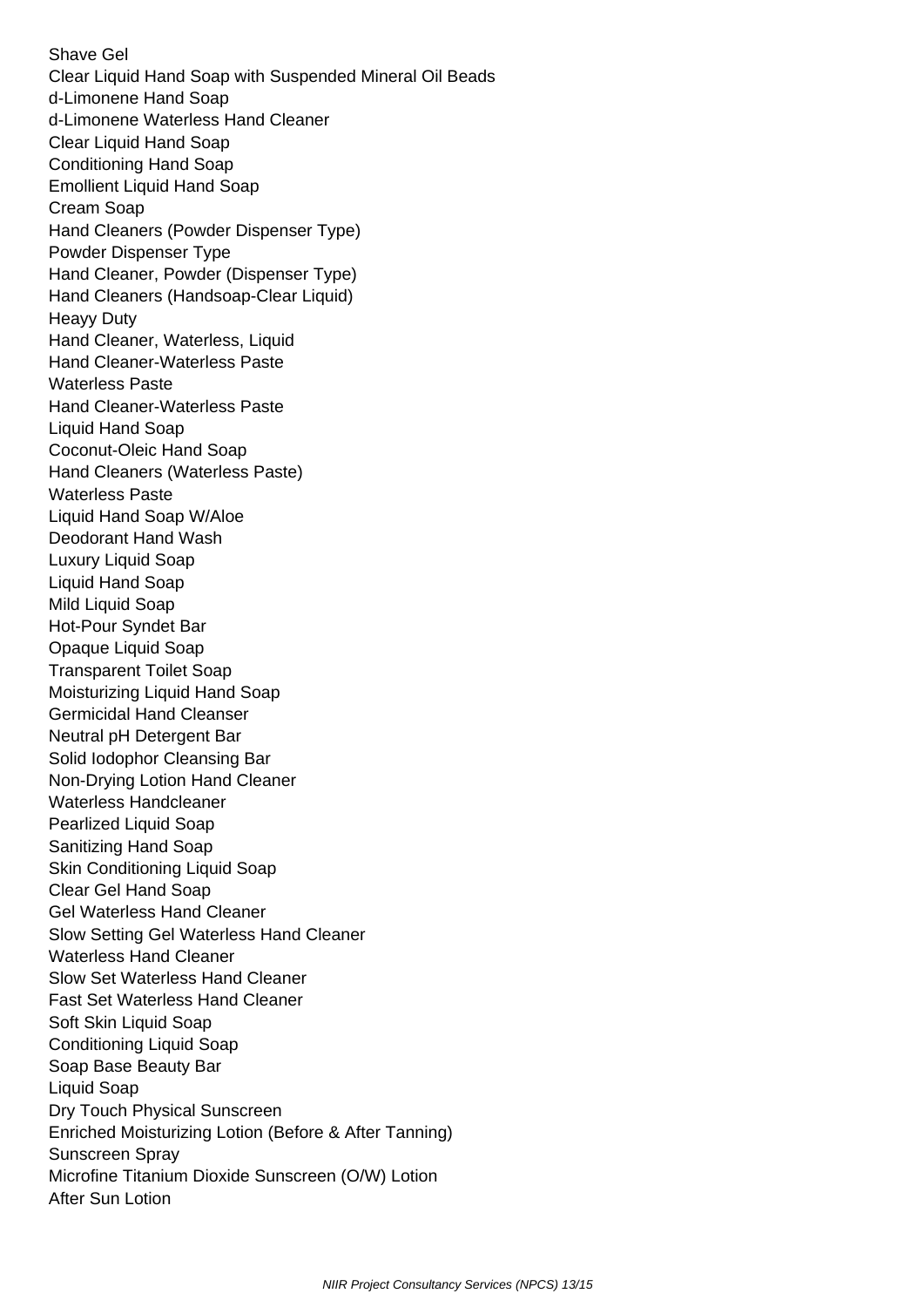Shave Gel
Clear Liquid Hand Soap with Suspended Mineral Oil Beads
d-Limonene Hand Soap
d-Limonene Waterless Hand Cleaner
Clear Liquid Hand Soap
Conditioning Hand Soap
Emollient Liquid Hand Soap
Cream Soap
Hand Cleaners (Powder Dispenser Type)
Powder Dispenser Type
Hand Cleaner, Powder (Dispenser Type)
Hand Cleaners (Handsoap-Clear Liquid)
Heayy Duty
Hand Cleaner, Waterless, Liquid
Hand Cleaner-Waterless Paste
Waterless Paste
Hand Cleaner-Waterless Paste
Liquid Hand Soap
Coconut-Oleic Hand Soap
Hand Cleaners (Waterless Paste)
Waterless Paste
Liquid Hand Soap W/Aloe
Deodorant Hand Wash
Luxury Liquid Soap
Liquid Hand Soap
Mild Liquid Soap
Hot-Pour Syndet Bar
Opaque Liquid Soap
Transparent Toilet Soap
Moisturizing Liquid Hand Soap
Germicidal Hand Cleanser
Neutral pH Detergent Bar
Solid Iodophor Cleansing Bar
Non-Drying Lotion Hand Cleaner
Waterless Handcleaner
Pearlized Liquid Soap
Sanitizing Hand Soap
Skin Conditioning Liquid Soap
Clear Gel Hand Soap
Gel Waterless Hand Cleaner
Slow Setting Gel Waterless Hand Cleaner
Waterless Hand Cleaner
Slow Set Waterless Hand Cleaner
Fast Set Waterless Hand Cleaner
Soft Skin Liquid Soap
Conditioning Liquid Soap
Soap Base Beauty Bar
Liquid Soap
Dry Touch Physical Sunscreen
Enriched Moisturizing Lotion (Before & After Tanning)
Sunscreen Spray
Microfine Titanium Dioxide Sunscreen (O/W) Lotion
After Sun Lotion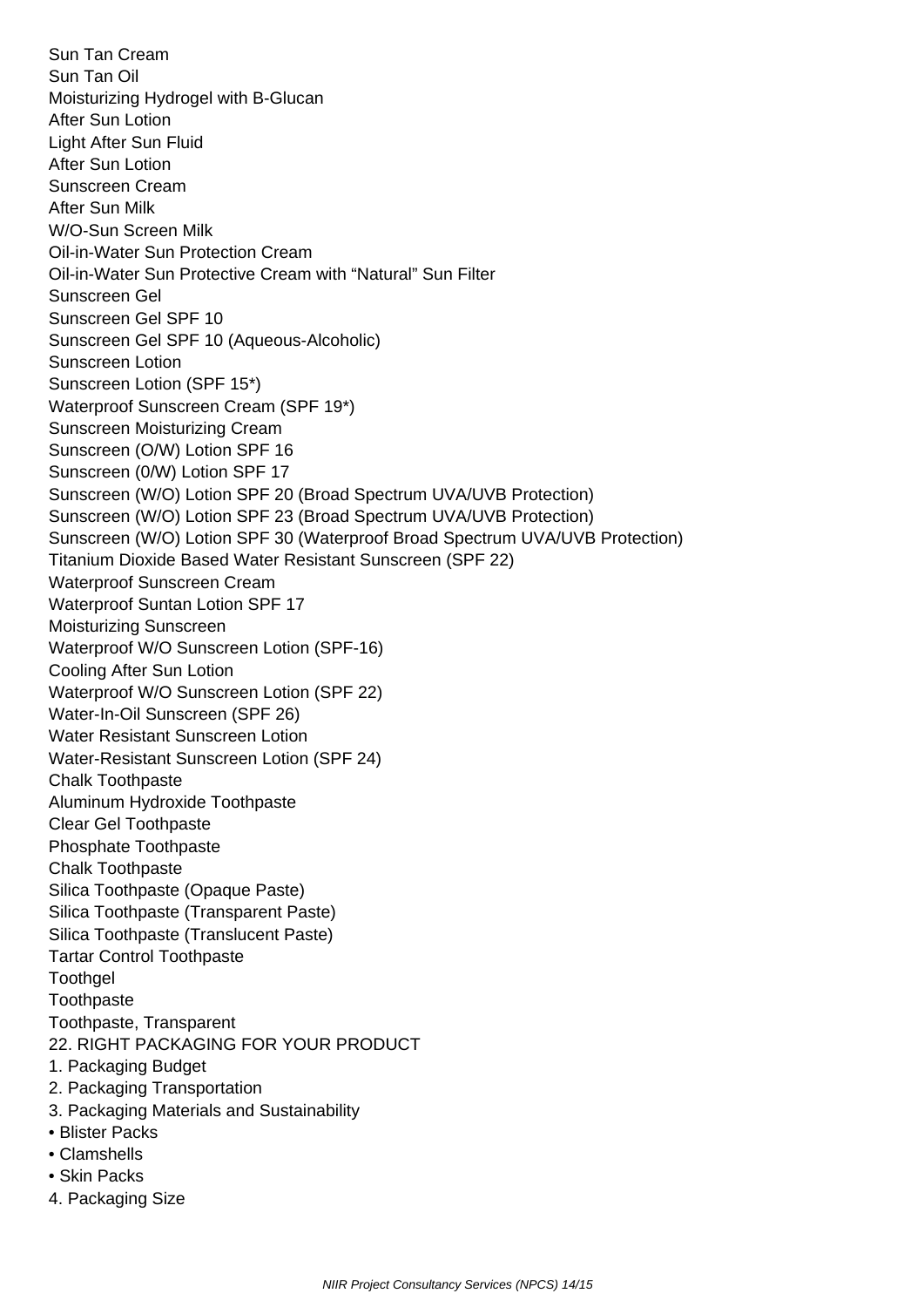Sun Tan Cream
Sun Tan Oil
Moisturizing Hydrogel with B-Glucan
After Sun Lotion
Light After Sun Fluid
After Sun Lotion
Sunscreen Cream
After Sun Milk
W/O-Sun Screen Milk
Oil-in-Water Sun Protection Cream
Oil-in-Water Sun Protective Cream with “Natural” Sun Filter
Sunscreen Gel
Sunscreen Gel SPF 10
Sunscreen Gel SPF 10 (Aqueous-Alcoholic)
Sunscreen Lotion
Sunscreen Lotion (SPF 15*)
Waterproof Sunscreen Cream (SPF 19*)
Sunscreen Moisturizing Cream
Sunscreen (O/W) Lotion SPF 16
Sunscreen (0/W) Lotion SPF 17
Sunscreen (W/O) Lotion SPF 20 (Broad Spectrum UVA/UVB Protection)
Sunscreen (W/O) Lotion SPF 23 (Broad Spectrum UVA/UVB Protection)
Sunscreen (W/O) Lotion SPF 30 (Waterproof Broad Spectrum UVA/UVB Protection)
Titanium Dioxide Based Water Resistant Sunscreen (SPF 22)
Waterproof Sunscreen Cream
Waterproof Suntan Lotion SPF 17
Moisturizing Sunscreen
Waterproof W/O Sunscreen Lotion (SPF-16)
Cooling After Sun Lotion
Waterproof W/O Sunscreen Lotion (SPF 22)
Water-In-Oil Sunscreen (SPF 26)
Water Resistant Sunscreen Lotion
Water-Resistant Sunscreen Lotion (SPF 24)
Chalk Toothpaste
Aluminum Hydroxide Toothpaste
Clear Gel Toothpaste
Phosphate Toothpaste
Chalk Toothpaste
Silica Toothpaste (Opaque Paste)
Silica Toothpaste (Transparent Paste)
Silica Toothpaste (Translucent Paste)
Tartar Control Toothpaste
Toothgel
Toothpaste
Toothpaste, Transparent

22. RIGHT PACKAGING FOR YOUR PRODUCT

1. Packaging Budget
2. Packaging Transportation
3. Packaging Materials and Sustainability
   - Blister Packs
   - Clamshells
   - Skin Packs
4. Packaging Size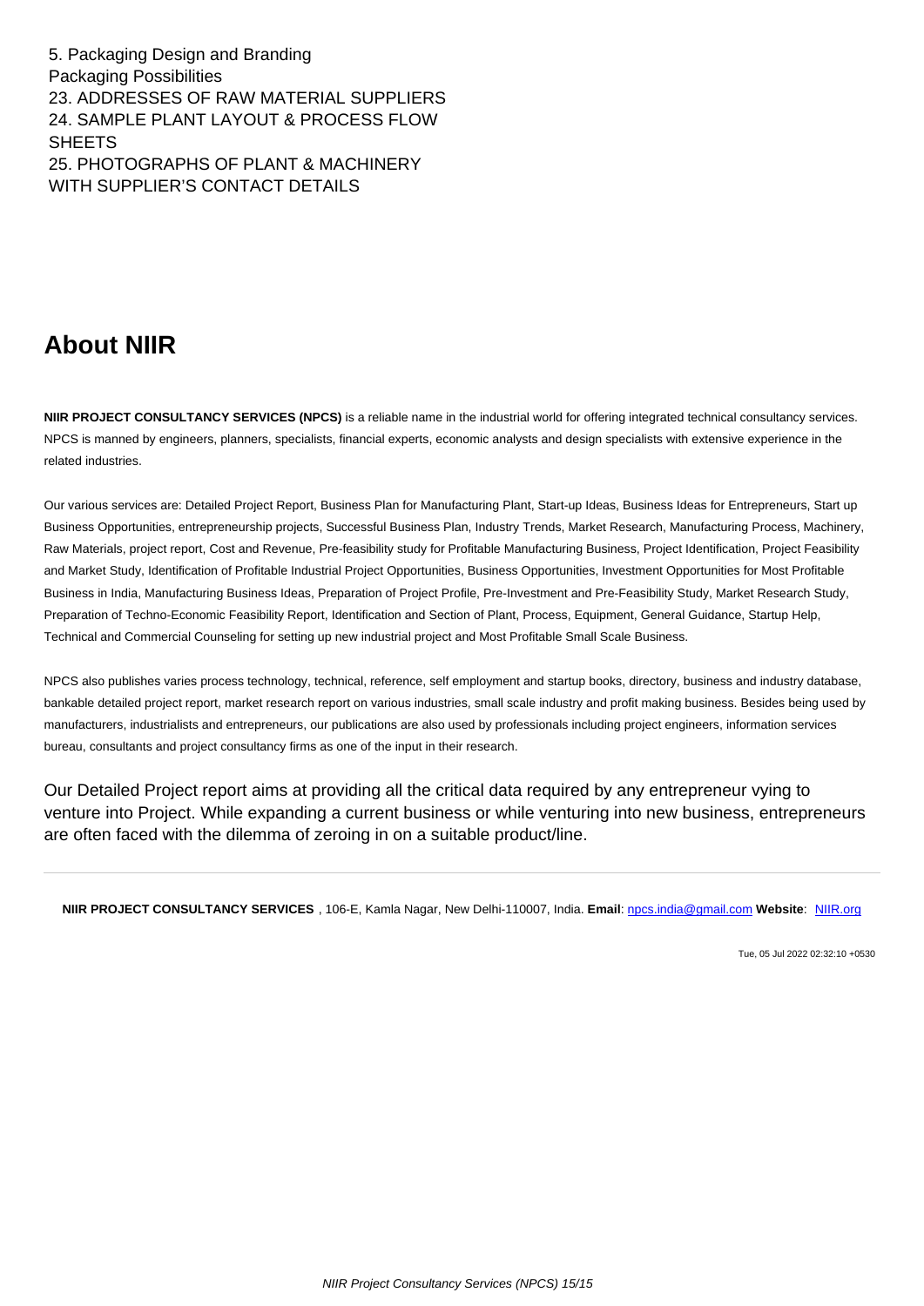5. Packaging Design and Branding
Packaging Possibilities
23. ADDRESSES OF RAW MATERIAL SUPPLIERS
24. SAMPLE PLANT LAYOUT & PROCESS FLOW SHEETS
25. PHOTOGRAPHS OF PLANT & MACHINERY WITH SUPPLIER'S CONTACT DETAILS

## About NIIR

**NIIR PROJECT CONSULTANCY SERVICES (NPCS)** is a reliable name in the industrial world for offering integrated technical consultancy services. NPCS is manned by engineers, planners, specialists, financial experts, economic analysts and design specialists with extensive experience in the related industries.

Our various services are: Detailed Project Report, Business Plan for Manufacturing Plant, Start-up Ideas, Business Ideas for Entrepreneurs, Start up Business Opportunities, entrepreneurship projects, Successful Business Plan, Industry Trends, Market Research, Manufacturing Process, Machinery, Raw Materials, project report, Cost and Revenue, Pre-feasibility study for Profitable Manufacturing Business, Project Identification, Project Feasibility and Market Study, Identification of Profitable Industrial Project Opportunities, Business Opportunities, Investment Opportunities for Most Profitable Business in India, Manufacturing Business Ideas, Preparation of Project Profile, Pre-Investment and Pre-Feasibility Study, Market Research Study, Preparation of Techno-Economic Feasibility Report, Identification and Section of Plant, Process, Equipment, General Guidance, Startup Help, Technical and Commercial Counseling for setting up new industrial project and Most Profitable Small Scale Business.

NPCS also publishes varies process technology, technical, reference, self employment and startup books, directory, business and industry database, bankable detailed project report, market research report on various industries, small scale industry and profit making business. Besides being used by manufacturers, industrialists and entrepreneurs, our publications are also used by professionals including project engineers, information services bureau, consultants and project consultancy firms as one of the input in their research.

Our Detailed Project report aims at providing all the critical data required by any entrepreneur vying to venture into Project. While expanding a current business or while venturing into new business, entrepreneurs are often faced with the dilemma of zeroing in on a suitable product/line.

---

**NIIR PROJECT CONSULTANCY SERVICES** , 106-E, Kamla Nagar, New Delhi-110007, India. **Email**: npcs.india@gmail.com **Website**: NIIR.org

Tue, 05 Jul 2022 02:32:10 +0530